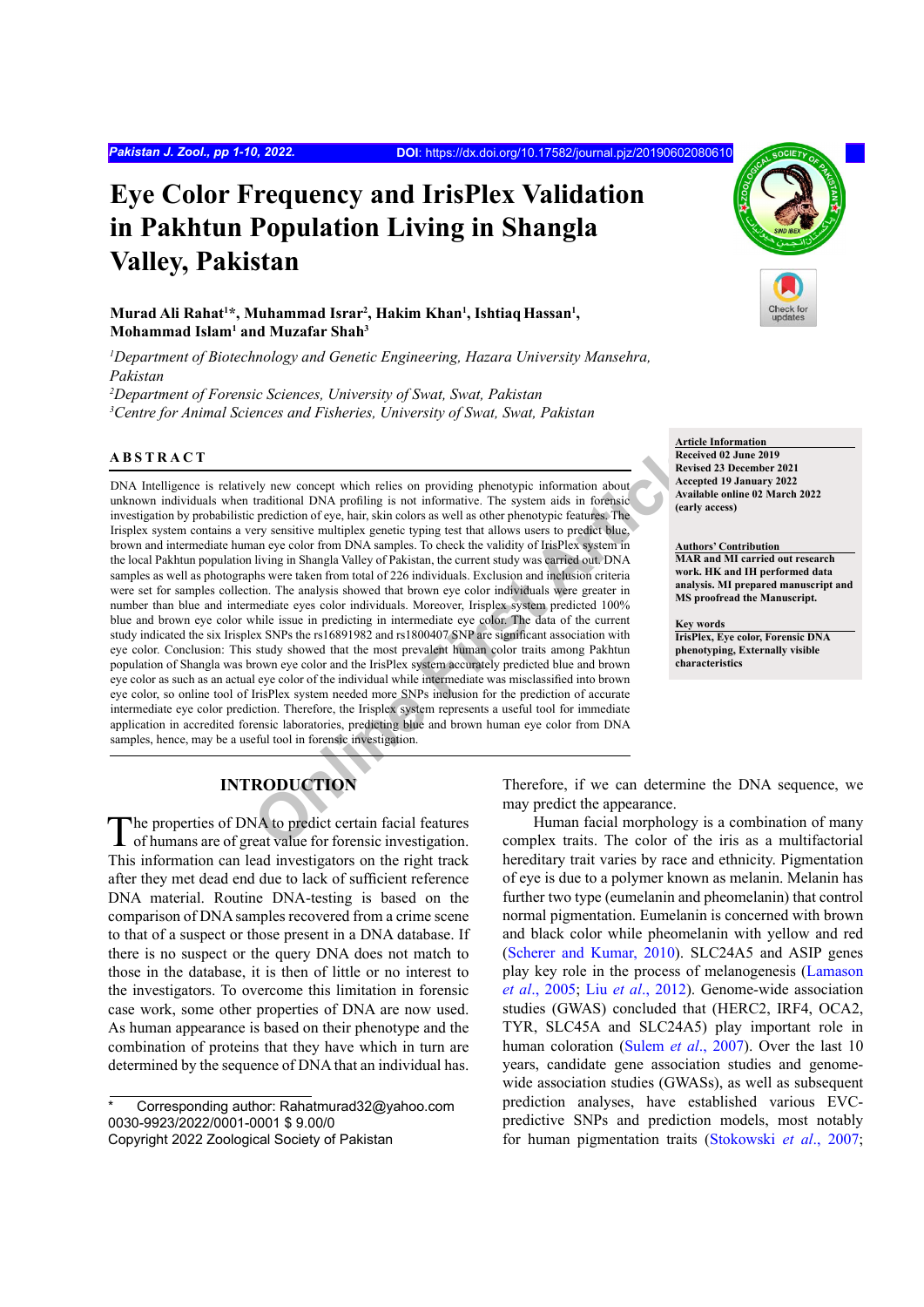# Eye Color Frequency and IrisPlex Validation in Pakhtun Population Living in Shangla Valley, Pakistan

**Murad Ali Rahat[1]*, Muhammad Israr[2], Hakim Khan[1], Ishtiaq Hassan[1], Mohammad Islam[1] and Muzafar Shah[3]**

*[1]Department of Biotechnology and Genetic Engineering, Hazara University Mansehra, Pakistan*
*[2]Department of Forensic Sciences, University of Swat, Swat, Pakistan*
*[3]Centre for Animal Sciences and Fisheries, University of Swat, Swat, Pakistan*

**Article Information**
**Received 02 June 2019**
**Revised 23 December 2021**
**Accepted 19 January 2022**
**Available online 02 March 2022 (early access)**

**Authors' Contribution**
**MAR and MI carried out research work. HK and IH performed data analysis. MI prepared manuscript and MS proofread the Manuscript.**

**Key words**
**IrisPlex, Eye color, Forensic DNA phenotyping, Externally visible characteristics**

## ABSTRACT

DNA Intelligence is relatively new concept which relies on providing phenotypic information about unknown individuals when traditional DNA profiling is not informative. The system aids in forensic investigation by probabilistic prediction of eye, hair, skin colors as well as other phenotypic features. The Irisplex system contains a very sensitive multiplex genetic typing test that allows users to predict blue, brown and intermediate human eye color from DNA samples. To check the validity of IrisPlex system in the local Pakhtun population living in Shangla Valley of Pakistan, the current study was carried out. DNA samples as well as photographs were taken from total of 226 individuals. Exclusion and inclusion criteria were set for samples collection. The analysis showed that brown eye color individuals were greater in number than blue and intermediate eyes color individuals. Moreover, Irisplex system predicted 100% blue and brown eye color while issue in predicting in intermediate eye color. The data of the current study indicated the six Irisplex SNPs the rs16891982 and rs1800407 SNP are significant association with eye color. Conclusion: This study showed that the most prevalent human color traits among Pakhtun population of Shangla was brown eye color and the IrisPlex system accurately predicted blue and brown eye color as such as an actual eye color of the individual while intermediate was misclassified into brown eye color, so online tool of IrisPlex system needed more SNPs inclusion for the prediction of accurate intermediate eye color prediction. Therefore, the Irisplex system represents a useful tool for immediate application in accredited forensic laboratories, predicting blue and brown human eye color from DNA samples, hence, may be a useful tool in forensic investigation.

## INTRODUCTION

The properties of DNA to predict certain facial features of humans are of great value for forensic investigation. This information can lead investigators on the right track after they met dead end due to lack of sufficient reference DNA material. Routine DNA-testing is based on the comparison of DNA samples recovered from a crime scene to that of a suspect or those present in a DNA database. If there is no suspect or the query DNA does not match to those in the database, it is then of little or no interest to the investigators. To overcome this limitation in forensic case work, some other properties of DNA are now used. As human appearance is based on their phenotype and the combination of proteins that they have which in turn are determined by the sequence of DNA that an individual has. Therefore, if we can determine the DNA sequence, we may predict the appearance.

Human facial morphology is a combination of many complex traits. The color of the iris as a multifactorial hereditary trait varies by race and ethnicity. Pigmentation of eye is due to a polymer known as melanin. Melanin has further two type (eumelanin and pheomelanin) that control normal pigmentation. Eumelanin is concerned with brown and black color while pheomelanin with yellow and red (Scherer and Kumar, 2010). SLC24A5 and ASIP genes play key role in the process of melanogenesis (Lamason *et al*., 2005; Liu *et al*., 2012). Genome-wide association studies (GWAS) concluded that (HERC2, IRF4, OCA2, TYR, SLC45A and SLC24A5) play important role in human coloration (Sulem *et al*., 2007). Over the last 10 years, candidate gene association studies and genome-wide association studies (GWASs), as well as subsequent prediction analyses, have established various EVC-predictive SNPs and prediction models, most notably for human pigmentation traits (Stokowski *et al*., 2007;

* Corresponding author: Rahatmurad32@yahoo.com
0030-9923/2022/0001-0001 $ 9.00/0
Copyright 2022 Zoological Society of Pakistan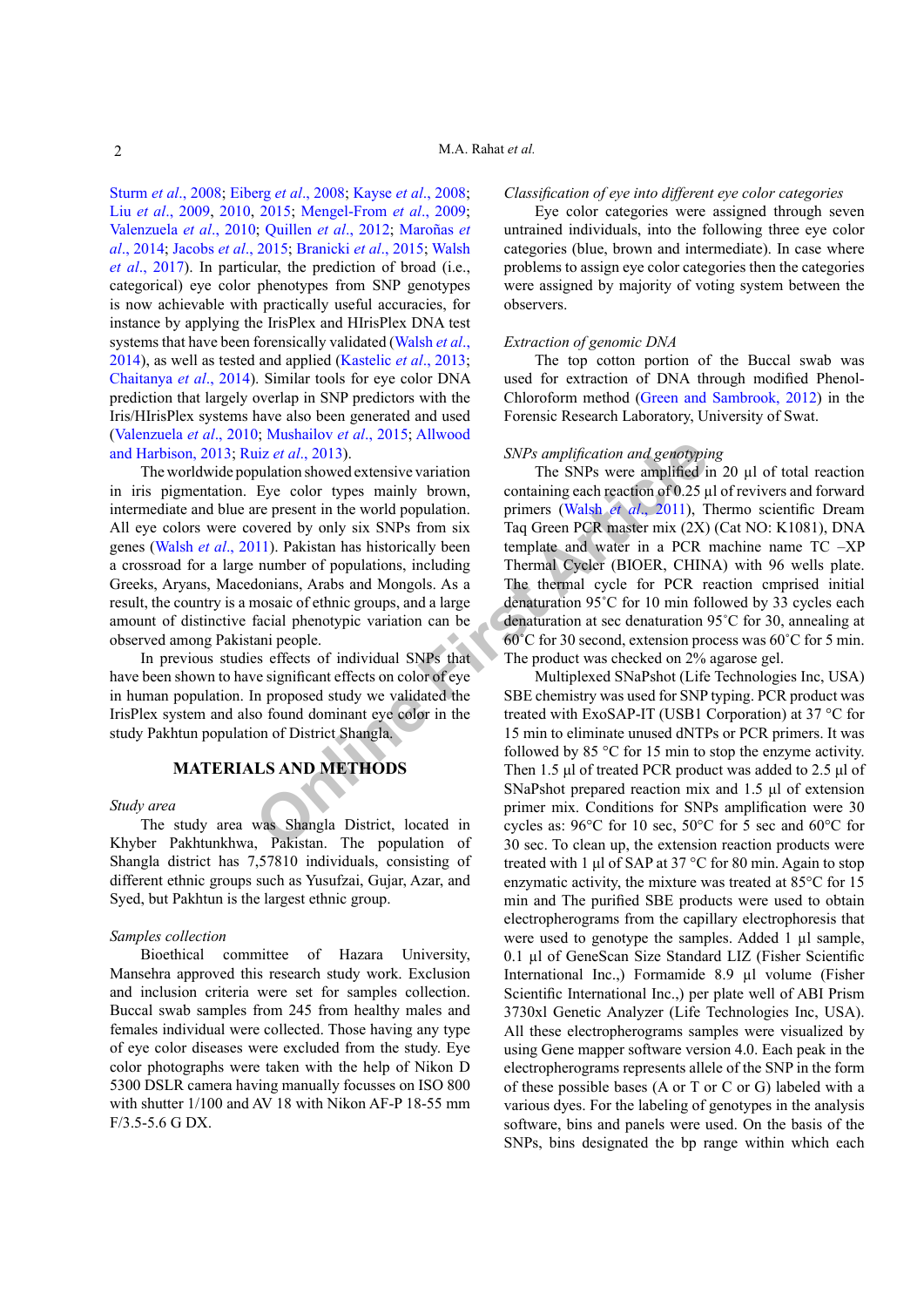Sturm *et al*., 2008; Eiberg *et al*., 2008; Kayse *et al*., 2008; Liu *et al*., 2009, 2010, 2015; Mengel-From *et al*., 2009; Valenzuela *et al*., 2010; Quillen *et al*., 2012; Maroñas *et al*., 2014; Jacobs *et al*., 2015; Branicki *et al*., 2015; Walsh *et al*., 2017). In particular, the prediction of broad (i.e., categorical) eye color phenotypes from SNP genotypes is now achievable with practically useful accuracies, for instance by applying the IrisPlex and HIrisPlex DNA test systems that have been forensically validated (Walsh *et al*., 2014), as well as tested and applied (Kastelic *et al*., 2013; Chaitanya *et al*., 2014). Similar tools for eye color DNA prediction that largely overlap in SNP predictors with the Iris/HIrisPlex systems have also been generated and used (Valenzuela *et al*., 2010; Mushailov *et al*., 2015; Allwood and Harbison, 2013; Ruiz *et al*., 2013).

The worldwide population showed extensive variation in iris pigmentation. Eye color types mainly brown, intermediate and blue are present in the world population. All eye colors were covered by only six SNPs from six genes (Walsh *et al*., 2011). Pakistan has historically been a crossroad for a large number of populations, including Greeks, Aryans, Macedonians, Arabs and Mongols. As a result, the country is a mosaic of ethnic groups, and a large amount of distinctive facial phenotypic variation can be observed among Pakistani people.

In previous studies effects of individual SNPs that have been shown to have significant effects on color of eye in human population. In proposed study we validated the IrisPlex system and also found dominant eye color in the study Pakhtun population of District Shangla.

## MATERIALS AND METHODS

*Study area*

The study area was Shangla District, located in Khyber Pakhtunkhwa, Pakistan. The population of Shangla district has 7,57810 individuals, consisting of different ethnic groups such as Yusufzai, Gujar, Azar, and Syed, but Pakhtun is the largest ethnic group.

*Samples collection*

Bioethical committee of Hazara University, Mansehra approved this research study work. Exclusion and inclusion criteria were set for samples collection. Buccal swab samples from 245 from healthy males and females individual were collected. Those having any type of eye color diseases were excluded from the study. Eye color photographs were taken with the help of Nikon D 5300 DSLR camera having manually focusses on ISO 800 with shutter 1/100 and AV 18 with Nikon AF-P 18-55 mm F/3.5-5.6 G DX.

*Classification of eye into different eye color categories*

Eye color categories were assigned through seven untrained individuals, into the following three eye color categories (blue, brown and intermediate). In case where problems to assign eye color categories then the categories were assigned by majority of voting system between the observers.

*Extraction of genomic DNA*

The top cotton portion of the Buccal swab was used for extraction of DNA through modified Phenol-Chloroform method (Green and Sambrook, 2012) in the Forensic Research Laboratory, University of Swat.

*SNPs amplification and genotyping*

The SNPs were amplified in 20 µl of total reaction containing each reaction of 0.25 µl of revivers and forward primers (Walsh *et al*., 2011), Thermo scientific Dream Taq Green PCR master mix (2X) (Cat NO: K1081), DNA template and water in a PCR machine name TC –XP Thermal Cycler (BIOER, CHINA) with 96 wells plate. The thermal cycle for PCR reaction cmprised initial denaturation 95˚C for 10 min followed by 33 cycles each denaturation at sec denaturation 95˚C for 30, annealing at 60˚C for 30 second, extension process was 60˚C for 5 min. The product was checked on 2% agarose gel.

Multiplexed SNaPshot (Life Technologies Inc, USA) SBE chemistry was used for SNP typing. PCR product was treated with ExoSAP-IT (USB1 Corporation) at 37 °C for 15 min to eliminate unused dNTPs or PCR primers. It was followed by 85 °C for 15 min to stop the enzyme activity. Then 1.5 µl of treated PCR product was added to 2.5 µl of SNaPshot prepared reaction mix and 1.5 µl of extension primer mix. Conditions for SNPs amplification were 30 cycles as: 96°C for 10 sec, 50°C for 5 sec and 60°C for 30 sec. To clean up, the extension reaction products were treated with 1 µl of SAP at 37 °C for 80 min. Again to stop enzymatic activity, the mixture was treated at 85°C for 15 min and The purified SBE products were used to obtain electropherograms from the capillary electrophoresis that were used to genotype the samples. Added 1 µl sample, 0.1 µl of GeneScan Size Standard LIZ (Fisher Scientific International Inc.,) Formamide 8.9 µl volume (Fisher Scientific International Inc.,) per plate well of ABI Prism 3730xl Genetic Analyzer (Life Technologies Inc, USA). All these electropherograms samples were visualized by using Gene mapper software version 4.0. Each peak in the electropherograms represents allele of the SNP in the form of these possible bases (A or T or C or G) labeled with a various dyes. For the labeling of genotypes in the analysis software, bins and panels were used. On the basis of the SNPs, bins designated the bp range within which each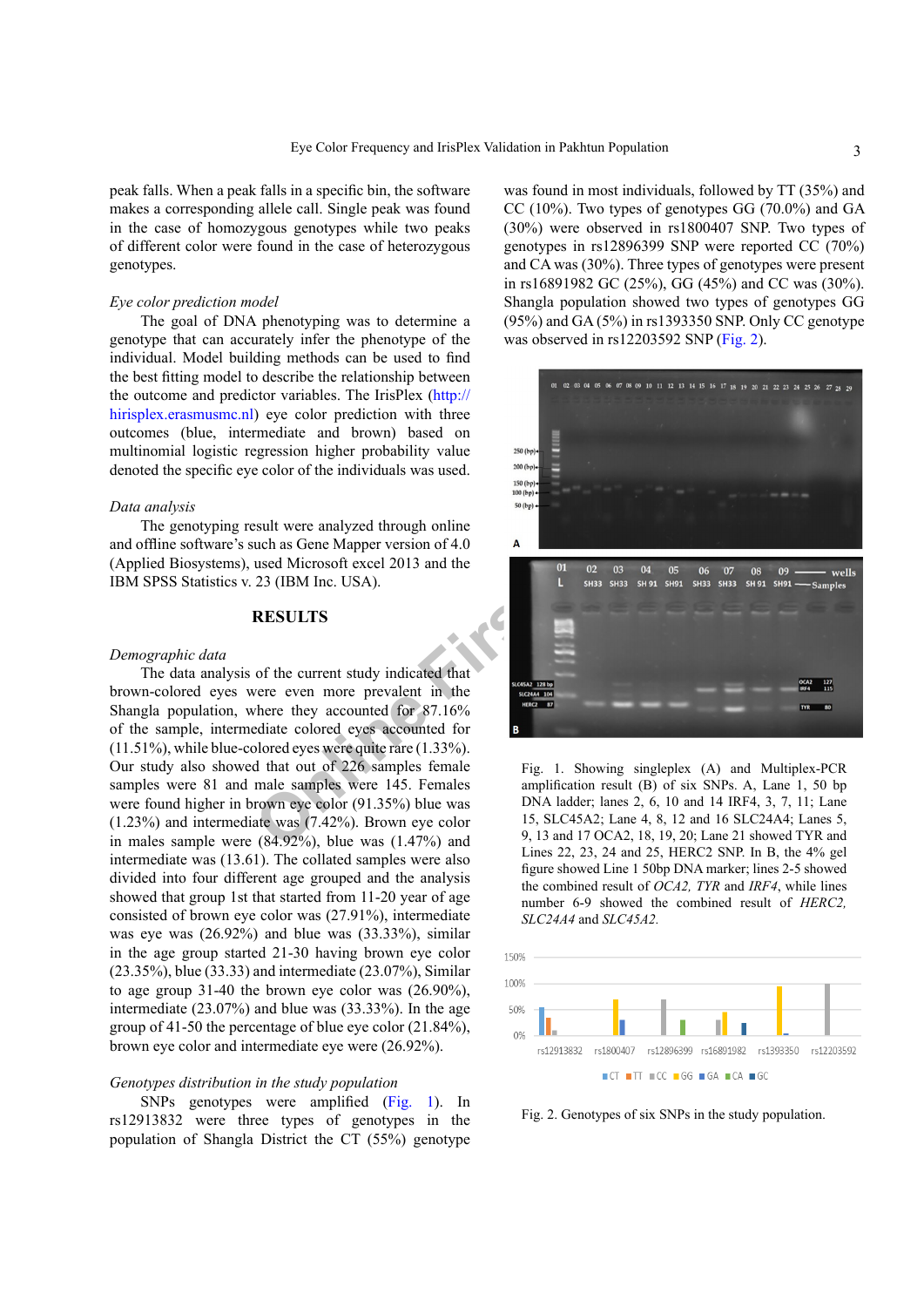peak falls. When a peak falls in a specific bin, the software makes a corresponding allele call. Single peak was found in the case of homozygous genotypes while two peaks of different color were found in the case of heterozygous genotypes.

*Eye color prediction model*

The goal of DNA phenotyping was to determine a genotype that can accurately infer the phenotype of the individual. Model building methods can be used to find the best fitting model to describe the relationship between the outcome and predictor variables. The IrisPlex (http://hirisplex.erasmusmc.nl) eye color prediction with three outcomes (blue, intermediate and brown) based on multinomial logistic regression higher probability value denoted the specific eye color of the individuals was used.

*Data analysis*

The genotyping result were analyzed through online and offline software's such as Gene Mapper version of 4.0 (Applied Biosystems), used Microsoft excel 2013 and the IBM SPSS Statistics v. 23 (IBM Inc. USA).

## RESULTS

*Demographic data*

The data analysis of the current study indicated that brown-colored eyes were even more prevalent in the Shangla population, where they accounted for 87.16% of the sample, intermediate colored eyes accounted for (11.51%), while blue-colored eyes were quite rare (1.33%). Our study also showed that out of 226 samples female samples were 81 and male samples were 145. Females were found higher in brown eye color (91.35%) blue was (1.23%) and intermediate was (7.42%). Brown eye color in males sample were (84.92%), blue was (1.47%) and intermediate was (13.61). The collated samples were also divided into four different age grouped and the analysis showed that group 1st that started from 11-20 year of age consisted of brown eye color was (27.91%), intermediate was eye was (26.92%) and blue was (33.33%), similar in the age group started 21-30 having brown eye color (23.35%), blue (33.33) and intermediate (23.07%), Similar to age group 31-40 the brown eye color was (26.90%), intermediate (23.07%) and blue was (33.33%). In the age group of 41-50 the percentage of blue eye color (21.84%), brown eye color and intermediate eye were (26.92%).

*Genotypes distribution in the study population*

SNPs genotypes were amplified (Fig. 1). In rs12913832 were three types of genotypes in the population of Shangla District the CT (55%) genotype was found in most individuals, followed by TT (35%) and CC (10%). Two types of genotypes GG (70.0%) and GA (30%) were observed in rs1800407 SNP. Two types of genotypes in rs12896399 SNP were reported CC (70%) and CA was (30%). Three types of genotypes were present in rs16891982 GC (25%), GG (45%) and CC was (30%). Shangla population showed two types of genotypes GG (95%) and GA (5%) in rs1393350 SNP. Only CC genotype was observed in rs12203592 SNP (Fig. 2).

Fig. 1. Showing singleplex (A) and Multiplex-PCR amplification result (B) of six SNPs. A, Lane 1, 50 bp DNA ladder; lanes 2, 6, 10 and 14 IRF4, 3, 7, 11; Lane 15, SLC45A2; Lane 4, 8, 12 and 16 SLC24A4; Lanes 5, 9, 13 and 17 OCA2, 18, 19, 20; Lane 21 showed TYR and Lines 22, 23, 24 and 25, HERC2 SNP. In B, the 4% gel figure showed Line 1 50bp DNA marker; lines 2-5 showed the combined result of *OCA2, TYR* and *IRF4*, while lines number 6-9 showed the combined result of *HERC2, SLC24A4* and *SLC45A2.*

Fig. 2. Genotypes of six SNPs in the study population.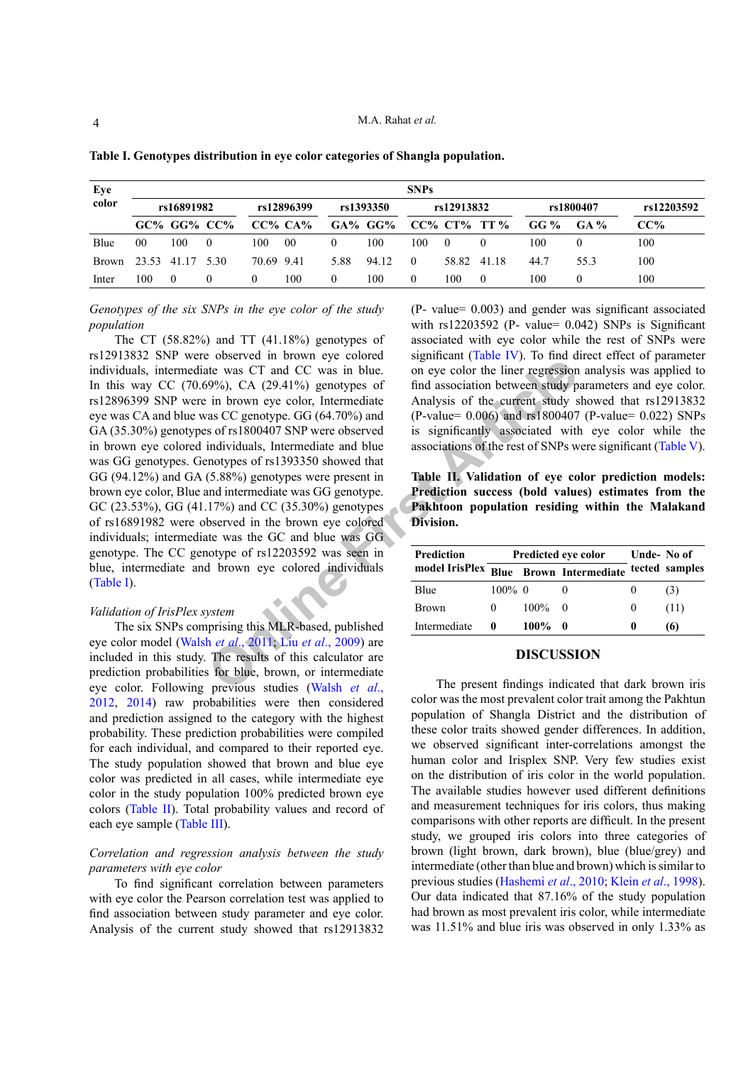**Table I. Genotypes distribution in eye color categories of Shangla population.**

| Eye color | SNPs | | | | | | | | | | | | |
|---|---|---|---|---|---|---|---|---|---|---|---|---|---|
| | rs16891982 | | | rs12896399 | | rs1393350 | | rs12913832 | | | rs1800407 | | rs12203592 |
| | GC% | GG% | CC% | CC% | CA% | GA% | GG% | CC% | CT% | TT % | GG % | GA % | CC% |
| Blue | 00 | 100 | 0 | 100 | 00 | 0 | 100 | 100 | 0 | 0 | 100 | 0 | 100 |
| Brown | 23.53 | 41.17 | 5.30 | 70.69 | 9.41 | 5.88 | 94.12 | 0 | 58.82 | 41.18 | 44.7 | 55.3 | 100 |
| Inter | 100 | 0 | 0 | 0 | 100 | 0 | 100 | 0 | 100 | 0 | 100 | 0 | 100 |

*Genotypes of the six SNPs in the eye color of the study population*

The CT (58.82%) and TT (41.18%) genotypes of rs12913832 SNP were observed in brown eye colored individuals, intermediate was CT and CC was in blue. In this way CC (70.69%), CA (29.41%) genotypes of rs12896399 SNP were in brown eye color, Intermediate eye was CA and blue was CC genotype. GG (64.70%) and GA (35.30%) genotypes of rs1800407 SNP were observed in brown eye colored individuals, Intermediate and blue was GG genotypes. Genotypes of rs1393350 showed that GG (94.12%) and GA (5.88%) genotypes were present in brown eye color, Blue and intermediate was GG genotype. GC (23.53%), GG (41.17%) and CC (35.30%) genotypes of rs16891982 were observed in the brown eye colored individuals; intermediate was the GC and blue was GG genotype. The CC genotype of rs12203592 was seen in blue, intermediate and brown eye colored individuals (Table I).

*Validation of IrisPlex system*

The six SNPs comprising this MLR-based, published eye color model (Walsh *et al*., 2011; Liu *et al*., 2009) are included in this study. The results of this calculator are prediction probabilities for blue, brown, or intermediate eye color. Following previous studies (Walsh *et al*., 2012, 2014) raw probabilities were then considered and prediction assigned to the category with the highest probability. These prediction probabilities were compiled for each individual, and compared to their reported eye. The study population showed that brown and blue eye color was predicted in all cases, while intermediate eye color in the study population 100% predicted brown eye colors (Table II). Total probability values and record of each eye sample (Table III).

*Correlation and regression analysis between the study parameters with eye color*

To find significant correlation between parameters with eye color the Pearson correlation test was applied to find association between study parameter and eye color. Analysis of the current study showed that rs12913832 (P- value= 0.003) and gender was significant associated with rs12203592 (P- value= 0.042) SNPs is Significant associated with eye color while the rest of SNPs were significant (Table IV). To find direct effect of parameter on eye color the liner regression analysis was applied to find association between study parameters and eye color. Analysis of the current study showed that rs12913832 (P-value= 0.006) and rs1800407 (P-value= 0.022) SNPs is significantly associated with eye color while the associations of the rest of SNPs were significant (Table V).

**Table II. Validation of eye color prediction models: Prediction success (bold values) estimates from the Pakhtoon population residing within the Malakand Division.**

| Prediction model IrisPlex | Predicted eye color | | | Undetected | No of samples |
|---|---|---|---|---|---|
| | Blue | Brown | Intermediate | | |
| Blue | 100% | 0 | 0 | 0 | (3) |
| Brown | 0 | 100% | 0 | 0 | (11) |
| Intermediate | **0** | **100%** | **0** | **0** | **(6)** |

## DISCUSSION

The present findings indicated that dark brown iris color was the most prevalent color trait among the Pakhtun population of Shangla District and the distribution of these color traits showed gender differences. In addition, we observed significant inter-correlations amongst the human color and Irisplex SNP. Very few studies exist on the distribution of iris color in the world population. The available studies however used different definitions and measurement techniques for iris colors, thus making comparisons with other reports are difficult. In the present study, we grouped iris colors into three categories of brown (light brown, dark brown), blue (blue/grey) and intermediate (other than blue and brown) which is similar to previous studies (Hashemi *et al*., 2010; Klein *et al*., 1998). Our data indicated that 87.16% of the study population had brown as most prevalent iris color, while intermediate was 11.51% and blue iris was observed in only 1.33% as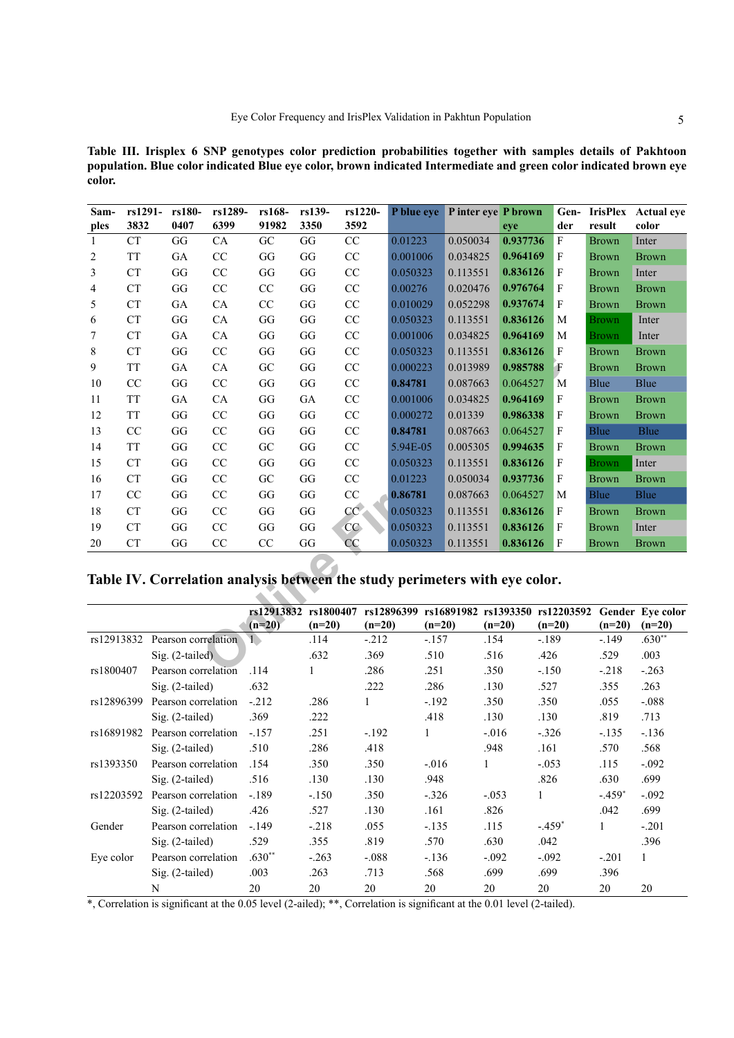**Table III. Irisplex 6 SNP genotypes color prediction probabilities together with samples details of Pakhtoon population. Blue color indicated Blue eye color, brown indicated Intermediate and green color indicated brown eye color.**

| Samples | rs12913832 | rs1800407 | rs12896399 | rs16891982 | rs1393350 | rs12203592 | P blue eye | P inter eye | P brown eye | Gender | IrisPlex result | Actual eye color |
|---|---|---|---|---|---|---|---|---|---|---|---|---|
| 1 | CT | GG | CA | GC | GG | CC | 0.01223 | 0.050034 | **0.937736** | F | Brown | Inter |
| 2 | TT | GA | CC | GG | GG | CC | 0.001006 | 0.034825 | **0.964169** | F | Brown | Brown |
| 3 | CT | GG | CC | GG | GG | CC | 0.050323 | 0.113551 | **0.836126** | F | Brown | Inter |
| 4 | CT | GG | CC | CC | GG | CC | 0.00276 | 0.020476 | **0.976764** | F | Brown | Brown |
| 5 | CT | GA | CA | CC | GG | CC | 0.010029 | 0.052298 | **0.937674** | F | Brown | Brown |
| 6 | CT | GG | CA | GG | GG | CC | 0.050323 | 0.113551 | **0.836126** | M | Brown | Inter |
| 7 | CT | GA | CA | GG | GG | CC | 0.001006 | 0.034825 | **0.964169** | M | Brown | Inter |
| 8 | CT | GG | CC | GG | GG | CC | 0.050323 | 0.113551 | **0.836126** | F | Brown | Brown |
| 9 | TT | GA | CA | GC | GG | CC | 0.000223 | 0.013989 | **0.985788** | F | Brown | Brown |
| 10 | CC | GG | CC | GG | GG | CC | **0.84781** | 0.087663 | 0.064527 | M | Blue | Blue |
| 11 | TT | GA | CA | GG | GA | CC | 0.001006 | 0.034825 | **0.964169** | F | Brown | Brown |
| 12 | TT | GG | CC | GG | GG | CC | 0.000272 | 0.01339 | **0.986338** | F | Brown | Brown |
| 13 | CC | GG | CC | GG | GG | CC | **0.84781** | 0.087663 | 0.064527 | F | Blue | Blue |
| 14 | TT | GG | CC | GC | GG | CC | 5.94E-05 | 0.005305 | **0.994635** | F | Brown | Brown |
| 15 | CT | GG | CC | GG | GG | CC | 0.050323 | 0.113551 | **0.836126** | F | Brown | Inter |
| 16 | CT | GG | CC | GC | GG | CC | 0.01223 | 0.050034 | **0.937736** | F | Brown | Brown |
| 17 | CC | GG | CC | GG | GG | CC | **0.86781** | 0.087663 | 0.064527 | M | Blue | Blue |
| 18 | CT | GG | CC | GG | GG | CC | 0.050323 | 0.113551 | **0.836126** | F | Brown | Brown |
| 19 | CT | GG | CC | GG | GG | CC | 0.050323 | 0.113551 | **0.836126** | F | Brown | Inter |
| 20 | CT | GG | CC | CC | GG | CC | 0.050323 | 0.113551 | **0.836126** | F | Brown | Brown |

**Table IV. Correlation analysis between the study perimeters with eye color.**

| | | rs12913832 (n=20) | rs1800407 (n=20) | rs12896399 (n=20) | rs16891982 (n=20) | rs1393350 (n=20) | rs12203592 (n=20) | Gender (n=20) | Eye color (n=20) |
|---|---|---|---|---|---|---|---|---|---|
| rs12913832 | Pearson correlation | 1 | .114 | -.212 | -.157 | .154 | -.189 | -.149 | .630** |
| | Sig. (2-tailed) | | .632 | .369 | .510 | .516 | .426 | .529 | .003 |
| rs1800407 | Pearson correlation | .114 | 1 | .286 | .251 | .350 | -.150 | -.218 | -.263 |
| | Sig. (2-tailed) | .632 | | .222 | .286 | .130 | .527 | .355 | .263 |
| rs12896399 | Pearson correlation | -.212 | .286 | 1 | -.192 | .350 | .350 | .055 | -.088 |
| | Sig. (2-tailed) | .369 | .222 | | .418 | .130 | .130 | .819 | .713 |
| rs16891982 | Pearson correlation | -.157 | .251 | -.192 | 1 | -.016 | -.326 | -.135 | -.136 |
| | Sig. (2-tailed) | .510 | .286 | .418 | | .948 | .161 | .570 | .568 |
| rs1393350 | Pearson correlation | .154 | .350 | .350 | -.016 | 1 | -.053 | .115 | -.092 |
| | Sig. (2-tailed) | .516 | .130 | .130 | .948 | | .826 | .630 | .699 |
| rs12203592 | Pearson correlation | -.189 | -.150 | .350 | -.326 | -.053 | 1 | -.459* | -.092 |
| | Sig. (2-tailed) | .426 | .527 | .130 | .161 | .826 | | .042 | .699 |
| Gender | Pearson correlation | -.149 | -.218 | .055 | -.135 | .115 | -.459* | 1 | -.201 |
| | Sig. (2-tailed) | .529 | .355 | .819 | .570 | .630 | .042 | | .396 |
| Eye color | Pearson correlation | .630** | -.263 | -.088 | -.136 | -.092 | -.092 | -.201 | 1 |
| | Sig. (2-tailed) | .003 | .263 | .713 | .568 | .699 | .699 | .396 | |
| | N | 20 | 20 | 20 | 20 | 20 | 20 | 20 | 20 |

*, Correlation is significant at the 0.05 level (2-ailed); **, Correlation is significant at the 0.01 level (2-tailed).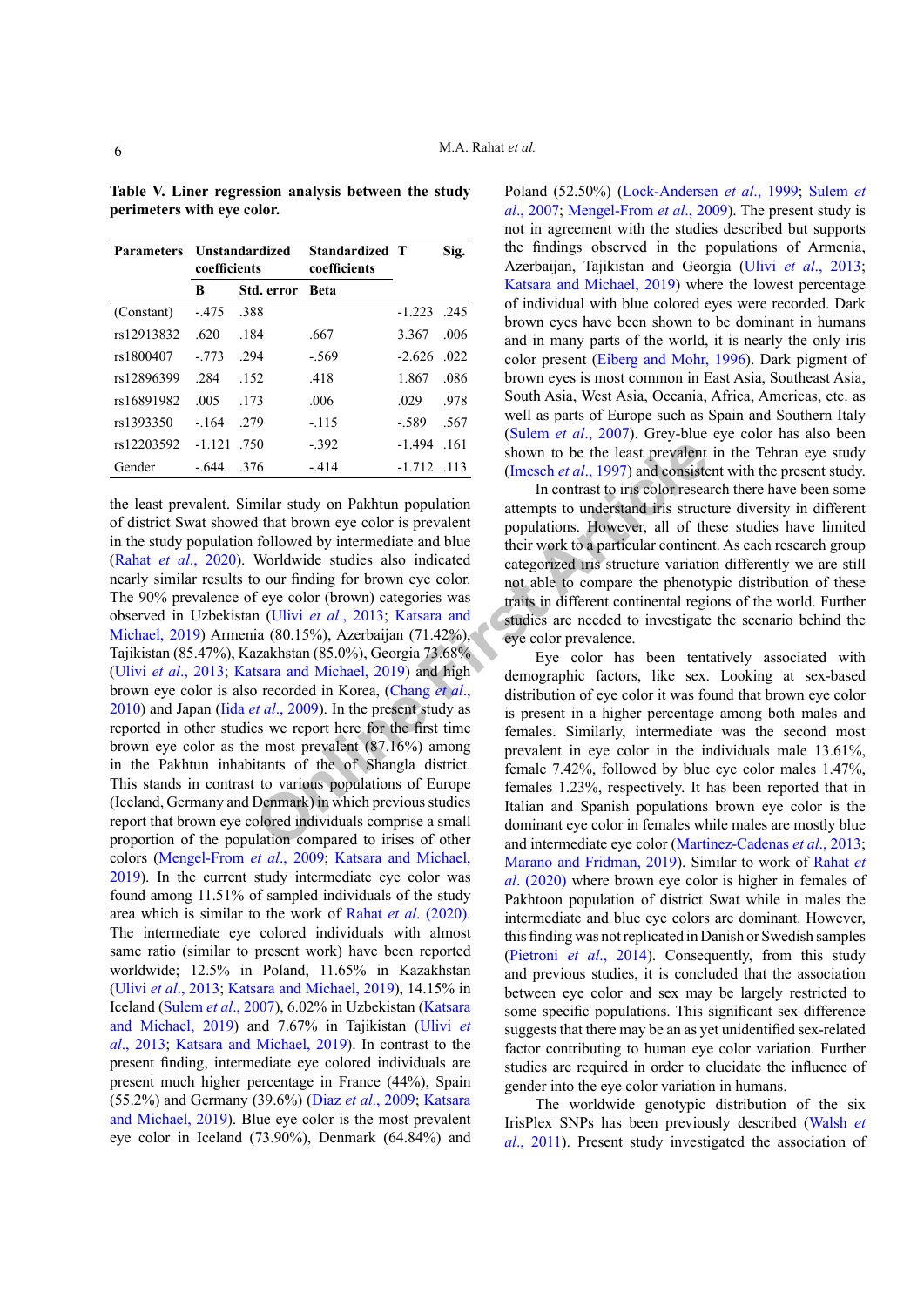**Table V. Liner regression analysis between the study perimeters with eye color.**

| Parameters | Unstandardized coefficients | | Standardized coefficients | T | Sig. |
|---|---|---|---|---|---|
| | B | Std. error | Beta | | |
| (Constant) | -.475 | .388 | | -1.223 | .245 |
| rs12913832 | .620 | .184 | .667 | 3.367 | .006 |
| rs1800407 | -.773 | .294 | -.569 | -2.626 | .022 |
| rs12896399 | .284 | .152 | .418 | 1.867 | .086 |
| rs16891982 | .005 | .173 | .006 | .029 | .978 |
| rs1393350 | -.164 | .279 | -.115 | -.589 | .567 |
| rs12203592 | -1.121 | .750 | -.392 | -1.494 | .161 |
| Gender | -.644 | .376 | -.414 | -1.712 | .113 |

the least prevalent. Similar study on Pakhtun population of district Swat showed that brown eye color is prevalent in the study population followed by intermediate and blue (Rahat *et al*., 2020). Worldwide studies also indicated nearly similar results to our finding for brown eye color. The 90% prevalence of eye color (brown) categories was observed in Uzbekistan (Ulivi *et al*., 2013; Katsara and Michael, 2019) Armenia (80.15%), Azerbaijan (71.42%), Tajikistan (85.47%), Kazakhstan (85.0%), Georgia 73.68% (Ulivi *et al*., 2013; Katsara and Michael, 2019) and high brown eye color is also recorded in Korea, (Chang *et al*., 2010) and Japan (Iida *et al*., 2009). In the present study as reported in other studies we report here for the first time brown eye color as the most prevalent (87.16%) among in the Pakhtun inhabitants of the of Shangla district. This stands in contrast to various populations of Europe (Iceland, Germany and Denmark) in which previous studies report that brown eye colored individuals comprise a small proportion of the population compared to irises of other colors (Mengel-From *et al*., 2009; Katsara and Michael, 2019). In the current study intermediate eye color was found among 11.51% of sampled individuals of the study area which is similar to the work of Rahat *et al*. (2020). The intermediate eye colored individuals with almost same ratio (similar to present work) have been reported worldwide; 12.5% in Poland, 11.65% in Kazakhstan (Ulivi *et al*., 2013; Katsara and Michael, 2019), 14.15% in Iceland (Sulem *et al*., 2007), 6.02% in Uzbekistan (Katsara and Michael, 2019) and 7.67% in Tajikistan (Ulivi *et al*., 2013; Katsara and Michael, 2019). In contrast to the present finding, intermediate eye colored individuals are present much higher percentage in France (44%), Spain (55.2%) and Germany (39.6%) (Diaz *et al*., 2009; Katsara and Michael, 2019). Blue eye color is the most prevalent eye color in Iceland (73.90%), Denmark (64.84%) and Poland (52.50%) (Lock-Andersen *et al*., 1999; Sulem *et al*., 2007; Mengel-From *et al*., 2009). The present study is not in agreement with the studies described but supports the findings observed in the populations of Armenia, Azerbaijan, Tajikistan and Georgia (Ulivi *et al*., 2013; Katsara and Michael, 2019) where the lowest percentage of individual with blue colored eyes were recorded. Dark brown eyes have been shown to be dominant in humans and in many parts of the world, it is nearly the only iris color present (Eiberg and Mohr, 1996). Dark pigment of brown eyes is most common in East Asia, Southeast Asia, South Asia, West Asia, Oceania, Africa, Americas, etc. as well as parts of Europe such as Spain and Southern Italy (Sulem *et al*., 2007). Grey-blue eye color has also been shown to be the least prevalent in the Tehran eye study (Imesch *et al*., 1997) and consistent with the present study.

In contrast to iris color research there have been some attempts to understand iris structure diversity in different populations. However, all of these studies have limited their work to a particular continent. As each research group categorized iris structure variation differently we are still not able to compare the phenotypic distribution of these traits in different continental regions of the world. Further studies are needed to investigate the scenario behind the eye color prevalence.

Eye color has been tentatively associated with demographic factors, like sex. Looking at sex-based distribution of eye color it was found that brown eye color is present in a higher percentage among both males and females. Similarly, intermediate was the second most prevalent in eye color in the individuals male 13.61%, female 7.42%, followed by blue eye color males 1.47%, females 1.23%, respectively. It has been reported that in Italian and Spanish populations brown eye color is the dominant eye color in females while males are mostly blue and intermediate eye color (Martinez-Cadenas *et al*., 2013; Marano and Fridman, 2019). Similar to work of Rahat *et al*. (2020) where brown eye color is higher in females of Pakhtoon population of district Swat while in males the intermediate and blue eye colors are dominant. However, this finding was not replicated in Danish or Swedish samples (Pietroni *et al*., 2014). Consequently, from this study and previous studies, it is concluded that the association between eye color and sex may be largely restricted to some specific populations. This significant sex difference suggests that there may be an as yet unidentified sex-related factor contributing to human eye color variation. Further studies are required in order to elucidate the influence of gender into the eye color variation in humans.

The worldwide genotypic distribution of the six IrisPlex SNPs has been previously described (Walsh *et al*., 2011). Present study investigated the association of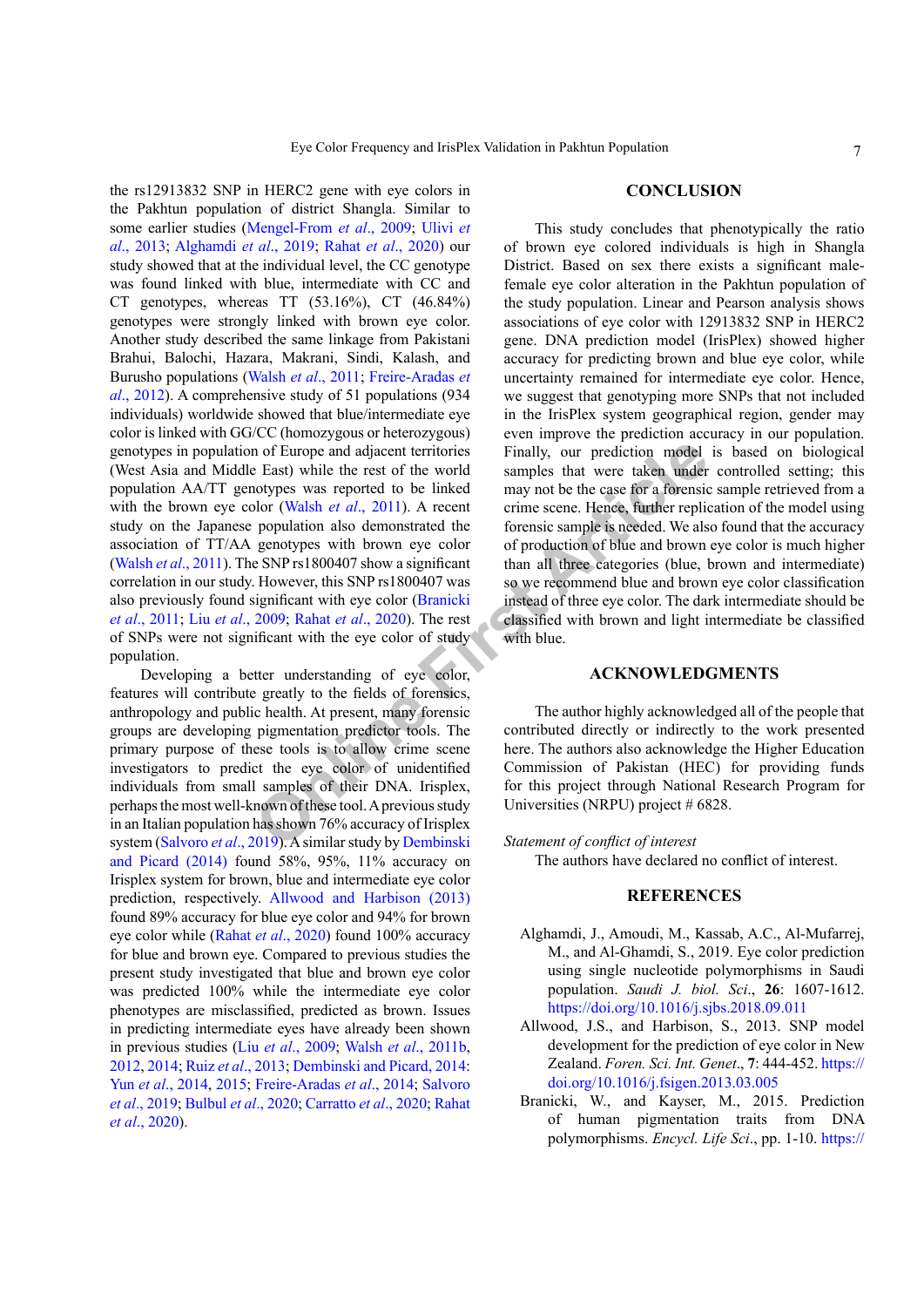the rs12913832 SNP in HERC2 gene with eye colors in the Pakhtun population of district Shangla. Similar to some earlier studies (Mengel-From *et al*., 2009; Ulivi *et al*., 2013; Alghamdi *et al*., 2019; Rahat *et al*., 2020) our study showed that at the individual level, the CC genotype was found linked with blue, intermediate with CC and CT genotypes, whereas TT (53.16%), CT (46.84%) genotypes were strongly linked with brown eye color. Another study described the same linkage from Pakistani Brahui, Balochi, Hazara, Makrani, Sindi, Kalash, and Burusho populations (Walsh *et al*., 2011; Freire-Aradas *et al*., 2012). A comprehensive study of 51 populations (934 individuals) worldwide showed that blue/intermediate eye color is linked with GG/CC (homozygous or heterozygous) genotypes in population of Europe and adjacent territories (West Asia and Middle East) while the rest of the world population AA/TT genotypes was reported to be linked with the brown eye color (Walsh *et al*., 2011). A recent study on the Japanese population also demonstrated the association of TT/AA genotypes with brown eye color (Walsh *et al*., 2011). The SNP rs1800407 show a significant correlation in our study. However, this SNP rs1800407 was also previously found significant with eye color (Branicki *et al*., 2011; Liu *et al*., 2009; Rahat *et al*., 2020). The rest of SNPs were not significant with the eye color of study population.

Developing a better understanding of eye color, features will contribute greatly to the fields of forensics, anthropology and public health. At present, many forensic groups are developing pigmentation predictor tools. The primary purpose of these tools is to allow crime scene investigators to predict the eye color of unidentified individuals from small samples of their DNA. Irisplex, perhaps the most well-known of these tool. A previous study in an Italian population has shown 76% accuracy of Irisplex system (Salvoro *et al*., 2019). A similar study by Dembinski and Picard (2014) found 58%, 95%, 11% accuracy on Irisplex system for brown, blue and intermediate eye color prediction, respectively. Allwood and Harbison (2013) found 89% accuracy for blue eye color and 94% for brown eye color while (Rahat *et al*., 2020) found 100% accuracy for blue and brown eye. Compared to previous studies the present study investigated that blue and brown eye color was predicted 100% while the intermediate eye color phenotypes are misclassified, predicted as brown. Issues in predicting intermediate eyes have already been shown in previous studies (Liu *et al*., 2009; Walsh *et al*., 2011b, 2012, 2014; Ruiz *et al*., 2013; Dembinski and Picard, 2014; Yun *et al*., 2014, 2015; Freire-Aradas *et al*., 2014; Salvoro *et al*., 2019; Bulbul *et al*., 2020; Carratto *et al*., 2020; Rahat *et al*., 2020).

## CONCLUSION

This study concludes that phenotypically the ratio of brown eye colored individuals is high in Shangla District. Based on sex there exists a significant male-female eye color alteration in the Pakhtun population of the study population. Linear and Pearson analysis shows associations of eye color with 12913832 SNP in HERC2 gene. DNA prediction model (IrisPlex) showed higher accuracy for predicting brown and blue eye color, while uncertainty remained for intermediate eye color. Hence, we suggest that genotyping more SNPs that not included in the IrisPlex system geographical region, gender may even improve the prediction accuracy in our population. Finally, our prediction model is based on biological samples that were taken under controlled setting; this may not be the case for a forensic sample retrieved from a crime scene. Hence, further replication of the model using forensic sample is needed. We also found that the accuracy of production of blue and brown eye color is much higher than all three categories (blue, brown and intermediate) so we recommend blue and brown eye color classification instead of three eye color. The dark intermediate should be classified with brown and light intermediate be classified with blue.

## ACKNOWLEDGMENTS

The author highly acknowledged all of the people that contributed directly or indirectly to the work presented here. The authors also acknowledge the Higher Education Commission of Pakistan (HEC) for providing funds for this project through National Research Program for Universities (NRPU) project # 6828.

*Statement of conflict of interest*

The authors have declared no conflict of interest.

## REFERENCES

Alghamdi, J., Amoudi, M., Kassab, A.C., Al-Mufarrej, M., and Al-Ghamdi, S., 2019. Eye color prediction using single nucleotide polymorphisms in Saudi population. *Saudi J. biol. Sci.*, **26**: 1607-1612. https://doi.org/10.1016/j.sjbs.2018.09.011

Allwood, J.S., and Harbison, S., 2013. SNP model development for the prediction of eye color in New Zealand. *Foren. Sci. Int. Genet*., **7**: 444-452. https://doi.org/10.1016/j.fsigen.2013.03.005

Branicki, W., and Kayser, M., 2015. Prediction of human pigmentation traits from DNA polymorphisms. *Encycl. Life Sci*., pp. 1-10. https://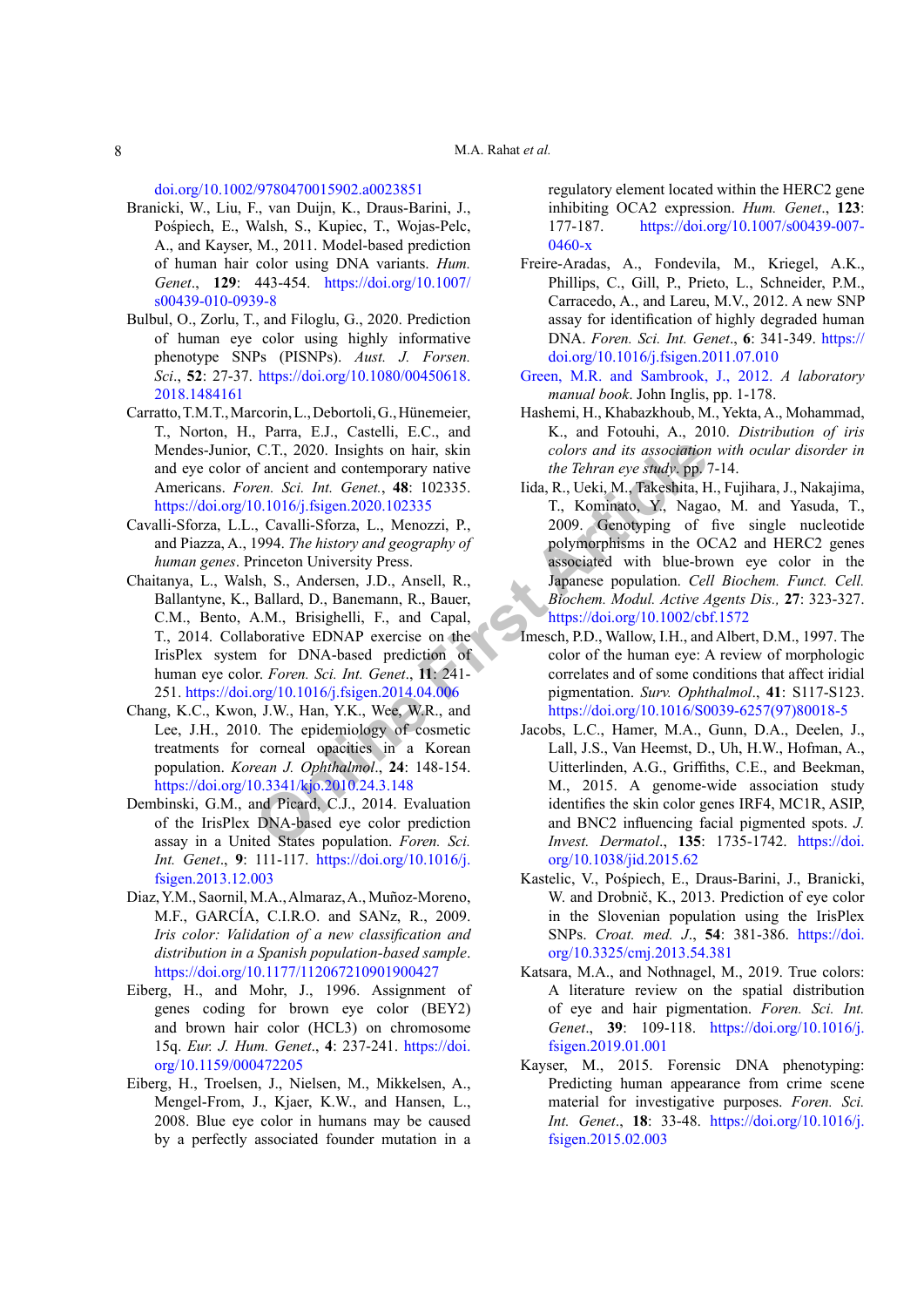doi.org/10.1002/9780470015902.a0023851

Branicki, W., Liu, F., van Duijn, K., Draus-Barini, J., Pośpiech, E., Walsh, S., Kupiec, T., Wojas-Pelc, A., and Kayser, M., 2011. Model-based prediction of human hair color using DNA variants. *Hum. Genet*., **129**: 443-454. https://doi.org/10.1007/s00439-010-0939-8

Bulbul, O., Zorlu, T., and Filoglu, G., 2020. Prediction of human eye color using highly informative phenotype SNPs (PISNPs). *Aust. J. Forsen. Sci*., **52**: 27-37. https://doi.org/10.1080/00450618.2018.1484161

Carratto, T.M.T., Marcorin, L., Debortoli, G., Hünemeier, T., Norton, H., Parra, E.J., Castelli, E.C., and Mendes-Junior, C.T., 2020. Insights on hair, skin and eye color of ancient and contemporary native Americans. *Foren. Sci. Int. Genet*., **48**: 102335. https://doi.org/10.1016/j.fsigen.2020.102335

Cavalli-Sforza, L.L., Cavalli-Sforza, L., Menozzi, P., and Piazza, A., 1994. *The history and geography of human genes*. Princeton University Press.

Chaitanya, L., Walsh, S., Andersen, J.D., Ansell, R., Ballantyne, K., Ballard, D., Banemann, R., Bauer, C.M., Bento, A.M., Brisighelli, F., and Capal, T., 2014. Collaborative EDNAP exercise on the IrisPlex system for DNA-based prediction of human eye color. *Foren. Sci. Int. Genet*., **11**: 241-251. https://doi.org/10.1016/j.fsigen.2014.04.006

Chang, K.C., Kwon, J.W., Han, Y.K., Wee, W.R., and Lee, J.H., 2010. The epidemiology of cosmetic treatments for corneal opacities in a Korean population. *Korean J. Ophthalmol*., **24**: 148-154. https://doi.org/10.3341/kjo.2010.24.3.148

Dembinski, G.M., and Picard, C.J., 2014. Evaluation of the IrisPlex DNA-based eye color prediction assay in a United States population. *Foren. Sci. Int. Genet*., **9**: 111-117. https://doi.org/10.1016/j.fsigen.2013.12.003

Diaz, Y.M., Saornil, M.A., Almaraz, A., Muñoz-Moreno, M.F., GARCÍA, C.I.R.O. and SANz, R., 2009. *Iris color: Validation of a new classification and distribution in a Spanish population-based sample*. https://doi.org/10.1177/112067210901900427

Eiberg, H., and Mohr, J., 1996. Assignment of genes coding for brown eye color (BEY2) and brown hair color (HCL3) on chromosome 15q. *Eur. J. Hum. Genet*., **4**: 237-241. https://doi.org/10.1159/000472205

Eiberg, H., Troelsen, J., Nielsen, M., Mikkelsen, A., Mengel-From, J., Kjaer, K.W., and Hansen, L., 2008. Blue eye color in humans may be caused by a perfectly associated founder mutation in a regulatory element located within the HERC2 gene inhibiting OCA2 expression. *Hum. Genet*., **123**: 177-187. https://doi.org/10.1007/s00439-007-0460-x

Freire-Aradas, A., Fondevila, M., Kriegel, A.K., Phillips, C., Gill, P., Prieto, L., Schneider, P.M., Carracedo, A., and Lareu, M.V., 2012. A new SNP assay for identification of highly degraded human DNA. *Foren. Sci. Int. Genet*., **6**: 341-349. https://doi.org/10.1016/j.fsigen.2011.07.010

Green, M.R. and Sambrook, J., 2012. *A laboratory manual book*. John Inglis, pp. 1-178.

Hashemi, H., Khabazkhoub, M., Yekta, A., Mohammad, K., and Fotouhi, A., 2010. *Distribution of iris colors and its association with ocular disorder in the Tehran eye study*. pp. 7-14.

Iida, R., Ueki, M., Takeshita, H., Fujihara, J., Nakajima, T., Kominato, Y., Nagao, M. and Yasuda, T., 2009. Genotyping of five single nucleotide polymorphisms in the OCA2 and HERC2 genes associated with blue-brown eye color in the Japanese population. *Cell Biochem. Funct. Cell. Biochem. Modul. Active Agents Dis.*, **27**: 323-327. https://doi.org/10.1002/cbf.1572

Imesch, P.D., Wallow, I.H., and Albert, D.M., 1997. The color of the human eye: A review of morphologic correlates and of some conditions that affect iridial pigmentation. *Surv. Ophthalmol*., **41**: S117-S123. https://doi.org/10.1016/S0039-6257(97)80018-5

Jacobs, L.C., Hamer, M.A., Gunn, D.A., Deelen, J., Lall, J.S., Van Heemst, D., Uh, H.W., Hofman, A., Uitterlinden, A.G., Griffiths, C.E., and Beekman, M., 2015. A genome-wide association study identifies the skin color genes IRF4, MC1R, ASIP, and BNC2 influencing facial pigmented spots. *J. Invest. Dermatol*., **135**: 1735-1742. https://doi.org/10.1038/jid.2015.62

Kastelic, V., Pośpiech, E., Draus-Barini, J., Branicki, W. and Drobnič, K., 2013. Prediction of eye color in the Slovenian population using the IrisPlex SNPs. *Croat. med. J*., **54**: 381-386. https://doi.org/10.3325/cmj.2013.54.381

Katsara, M.A., and Nothnagel, M., 2019. True colors: A literature review on the spatial distribution of eye and hair pigmentation. *Foren. Sci. Int. Genet*., **39**: 109-118. https://doi.org/10.1016/j.fsigen.2019.01.001

Kayser, M., 2015. Forensic DNA phenotyping: Predicting human appearance from crime scene material for investigative purposes. *Foren. Sci. Int. Genet*., **18**: 33-48. https://doi.org/10.1016/j.fsigen.2015.02.003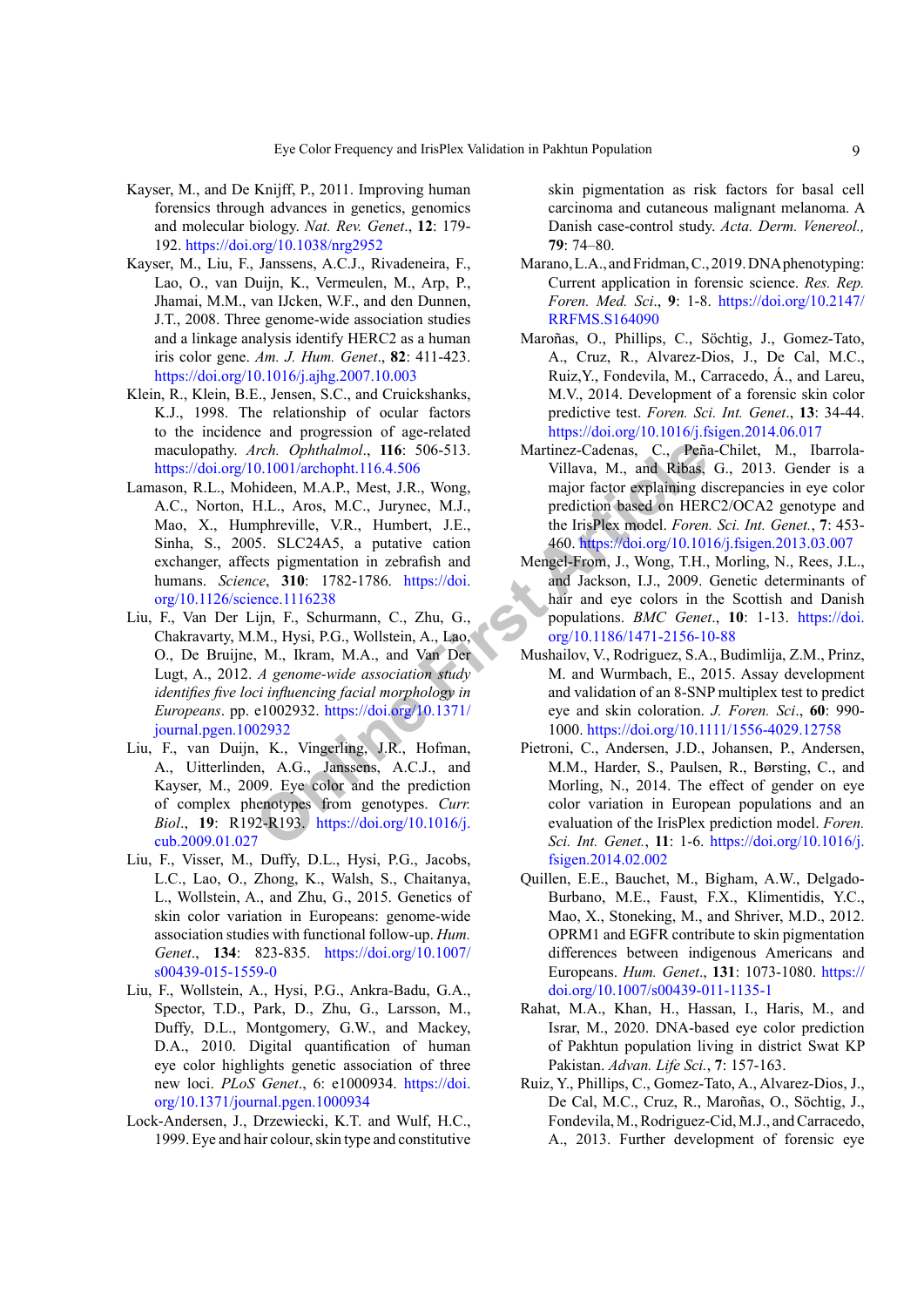Kayser, M., and De Knijff, P., 2011. Improving human forensics through advances in genetics, genomics and molecular biology. *Nat. Rev. Genet.*, **12**: 179-192. https://doi.org/10.1038/nrg2952

Kayser, M., Liu, F., Janssens, A.C.J., Rivadeneira, F., Lao, O., van Duijn, K., Vermeulen, M., Arp, P., Jhamai, M.M., van IJcken, W.F., and den Dunnen, J.T., 2008. Three genome-wide association studies and a linkage analysis identify HERC2 as a human iris color gene. *Am. J. Hum. Genet.*, **82**: 411-423. https://doi.org/10.1016/j.ajhg.2007.10.003

Klein, R., Klein, B.E., Jensen, S.C., and Cruickshanks, K.J., 1998. The relationship of ocular factors to the incidence and progression of age-related maculopathy. *Arch. Ophthalmol.*, **116**: 506-513. https://doi.org/10.1001/archopht.116.4.506

Lamason, R.L., Mohideen, M.A.P., Mest, J.R., Wong, A.C., Norton, H.L., Aros, M.C., Jurynec, M.J., Mao, X., Humphreville, V.R., Humbert, J.E., Sinha, S., 2005. SLC24A5, a putative cation exchanger, affects pigmentation in zebrafish and humans. *Science*, **310**: 1782-1786. https://doi.org/10.1126/science.1116238

Liu, F., Van Der Lijn, F., Schurmann, C., Zhu, G., Chakravarty, M.M., Hysi, P.G., Wollstein, A., Lao, O., De Bruijne, M., Ikram, M.A., and Van Der Lugt, A., 2012. *A genome-wide association study identifies five loci influencing facial morphology in Europeans*. pp. e1002932. https://doi.org/10.1371/journal.pgen.1002932

Liu, F., van Duijn, K., Vingerling, J.R., Hofman, A., Uitterlinden, A.G., Janssens, A.C.J., and Kayser, M., 2009. Eye color and the prediction of complex phenotypes from genotypes. *Curr. Biol.*, **19**: R192-R193. https://doi.org/10.1016/j.cub.2009.01.027

Liu, F., Visser, M., Duffy, D.L., Hysi, P.G., Jacobs, L.C., Lao, O., Zhong, K., Walsh, S., Chaitanya, L., Wollstein, A., and Zhu, G., 2015. Genetics of skin color variation in Europeans: genome-wide association studies with functional follow-up. *Hum. Genet.*, **134**: 823-835. https://doi.org/10.1007/s00439-015-1559-0

Liu, F., Wollstein, A., Hysi, P.G., Ankra-Badu, G.A., Spector, T.D., Park, D., Zhu, G., Larsson, M., Duffy, D.L., Montgomery, G.W., and Mackey, D.A., 2010. Digital quantification of human eye color highlights genetic association of three new loci. *PLoS Genet*., 6: e1000934. https://doi.org/10.1371/journal.pgen.1000934

Lock-Andersen, J., Drzewiecki, K.T. and Wulf, H.C., 1999. Eye and hair colour, skin type and constitutive skin pigmentation as risk factors for basal cell carcinoma and cutaneous malignant melanoma. A Danish case-control study. *Acta. Derm. Venereol.*, **79**: 74–80.

Marano, L.A., and Fridman, C., 2019. DNA phenotyping: Current application in forensic science. *Res. Rep. Foren. Med. Sci.*, **9**: 1-8. https://doi.org/10.2147/RRFMS.S164090

Maroñas, O., Phillips, C., Söchtig, J., Gomez-Tato, A., Cruz, R., Alvarez-Dios, J., De Cal, M.C., Ruiz,Y., Fondevila, M., Carracedo, Á., and Lareu, M.V., 2014. Development of a forensic skin color predictive test. *Foren. Sci. Int. Genet*., **13**: 34-44. https://doi.org/10.1016/j.fsigen.2014.06.017

Martinez-Cadenas, C., Peña-Chilet, M., Ibarrola-Villava, M., and Ribas, G., 2013. Gender is a major factor explaining discrepancies in eye color prediction based on HERC2/OCA2 genotype and the IrisPlex model. *Foren. Sci. Int. Genet.*, **7**: 453-460. https://doi.org/10.1016/j.fsigen.2013.03.007

Mengel-From, J., Wong, T.H., Morling, N., Rees, J.L., and Jackson, I.J., 2009. Genetic determinants of hair and eye colors in the Scottish and Danish populations. *BMC Genet*., **10**: 1-13. https://doi.org/10.1186/1471-2156-10-88

Mushailov, V., Rodriguez, S.A., Budimlija, Z.M., Prinz, M. and Wurmbach, E., 2015. Assay development and validation of an 8-SNP multiplex test to predict eye and skin coloration. *J. Foren. Sci*., **60**: 990-1000. https://doi.org/10.1111/1556-4029.12758

Pietroni, C., Andersen, J.D., Johansen, P., Andersen, M.M., Harder, S., Paulsen, R., Børsting, C., and Morling, N., 2014. The effect of gender on eye colour variation in European populations and an evaluation of the IrisPlex prediction model. *Foren. Sci. Int. Genet.*, **11**: 1-6. https://doi.org/10.1016/j.fsigen.2014.02.002

Quillen, E.E., Bauchet, M., Bigham, A.W., Delgado-Burbano, M.E., Faust, F.X., Klimentidis, Y.C., Mao, X., Stoneking, M., and Shriver, M.D., 2012. OPRM1 and EGFR contribute to skin pigmentation differences between indigenous Americans and Europeans. *Hum. Genet*., **131**: 1073-1080. https://doi.org/10.1007/s00439-011-1135-1

Rahat, M.A., Khan, H., Hassan, I., Haris, M., and Israr, M., 2020. DNA-based eye color prediction of Pakhtun population living in district Swat KP Pakistan. *Advan. Life Sci.*, **7**: 157-163.

Ruiz, Y., Phillips, C., Gomez-Tato, A., Alvarez-Dios, J., De Cal, M.C., Cruz, R., Maroñas, O., Söchtig, J., Fondevila, M., Rodriguez-Cid, M.J., and Carracedo, A., 2013. Further development of forensic eye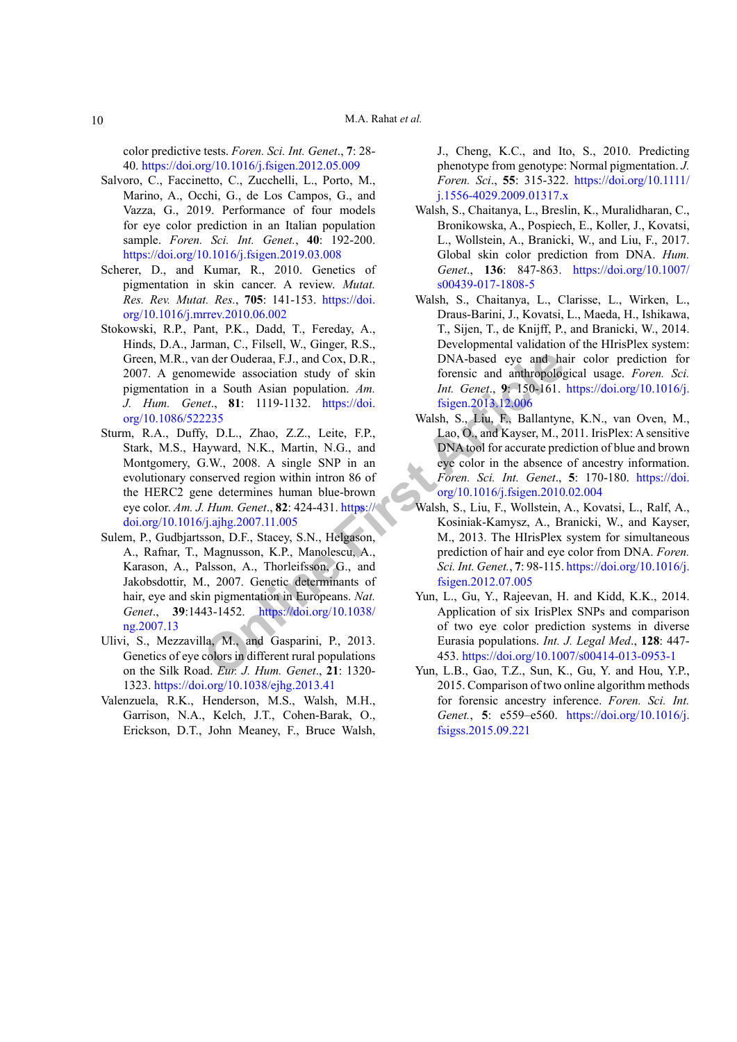color predictive tests. *Foren. Sci. Int. Genet.*, **7**: 28-40. https://doi.org/10.1016/j.fsigen.2012.05.009

Salvoro, C., Faccinetto, C., Zucchelli, L., Porto, M., Marino, A., Occhi, G., de Los Campos, G., and Vazza, G., 2019. Performance of four models for eye color prediction in an Italian population sample. *Foren. Sci. Int. Genet.*, **40**: 192-200. https://doi.org/10.1016/j.fsigen.2019.03.008

Scherer, D., and Kumar, R., 2010. Genetics of pigmentation in skin cancer. A review. *Mutat. Res. Rev. Mutat. Res.*, **705**: 141-153. https://doi.org/10.1016/j.mrrev.2010.06.002

Stokowski, R.P., Pant, P.K., Dadd, T., Fereday, A., Hinds, D.A., Jarman, C., Filsell, W., Ginger, R.S., Green, M.R., van der Ouderaa, F.J., and Cox, D.R., 2007. A genomewide association study of skin pigmentation in a South Asian population. *Am. J. Hum. Genet.*, **81**: 1119-1132. https://doi.org/10.1086/522235

Sturm, R.A., Duffy, D.L., Zhao, Z.Z., Leite, F.P., Stark, M.S., Hayward, N.K., Martin, N.G., and Montgomery, G.W., 2008. A single SNP in an evolutionary conserved region within intron 86 of the HERC2 gene determines human blue-brown eye color. *Am. J. Hum. Genet.*, **82**: 424-431. https://doi.org/10.1016/j.ajhg.2007.11.005

Sulem, P., Gudbjartsson, D.F., Stacey, S.N., Helgason, A., Rafnar, T., Magnusson, K.P., Manolescu, A., Karason, A., Palsson, A., Thorleifsson, G., and Jakobsdottir, M., 2007. Genetic determinants of hair, eye and skin pigmentation in Europeans. *Nat. Genet.*, **39**:1443-1452. https://doi.org/10.1038/ng.2007.13

Ulivi, S., Mezzavilla, M., and Gasparini, P., 2013. Genetics of eye colors in different rural populations on the Silk Road. *Eur. J. Hum. Genet.*, **21**: 1320-1323. https://doi.org/10.1038/ejhg.2013.41

Valenzuela, R.K., Henderson, M.S., Walsh, M.H., Garrison, N.A., Kelch, J.T., Cohen-Barak, O., Erickson, D.T., John Meaney, F., Bruce Walsh, J., Cheng, K.C., and Ito, S., 2010. Predicting phenotype from genotype: Normal pigmentation. *J. Foren. Sci.*, **55**: 315-322. https://doi.org/10.1111/j.1556-4029.2009.01317.x

Walsh, S., Chaitanya, L., Breslin, K., Muralidharan, C., Bronikowska, A., Pospiech, E., Koller, J., Kovatsi, L., Wollstein, A., Branicki, W., and Liu, F., 2017. Global skin color prediction from DNA. *Hum. Genet.*, **136**: 847-863. https://doi.org/10.1007/s00439-017-1808-5

Walsh, S., Chaitanya, L., Clarisse, L., Wirken, L., Draus-Barini, J., Kovatsi, L., Maeda, H., Ishikawa, T., Sijen, T., de Knijff, P., and Branicki, W., 2014. Developmental validation of the HIrisPlex system: DNA-based eye and hair color prediction for forensic and anthropological usage. *Foren. Sci. Int. Genet.*, **9**: 150-161. https://doi.org/10.1016/j.fsigen.2013.12.006

Walsh, S., Liu, F., Ballantyne, K.N., van Oven, M., Lao, O., and Kayser, M., 2011. IrisPlex: A sensitive DNA tool for accurate prediction of blue and brown eye color in the absence of ancestry information. *Foren. Sci. Int. Genet.*, **5**: 170-180. https://doi.org/10.1016/j.fsigen.2010.02.004

Walsh, S., Liu, F., Wollstein, A., Kovatsi, L., Ralf, A., Kosiniak-Kamysz, A., Branicki, W., and Kayser, M., 2013. The HIrisPlex system for simultaneous prediction of hair and eye color from DNA. *Foren. Sci. Int. Genet.*, **7**: 98-115. https://doi.org/10.1016/j.fsigen.2012.07.005

Yun, L., Gu, Y., Rajeevan, H. and Kidd, K.K., 2014. Application of six IrisPlex SNPs and comparison of two eye color prediction systems in diverse Eurasia populations. *Int. J. Legal Med.*, **128**: 447-453. https://doi.org/10.1007/s00414-013-0953-1

Yun, L.B., Gao, T.Z., Sun, K., Gu, Y. and Hou, Y.P., 2015. Comparison of two online algorithm methods for forensic ancestry inference. *Foren. Sci. Int. Genet.*, **5**: e559–e560. https://doi.org/10.1016/j.fsigss.2015.09.221